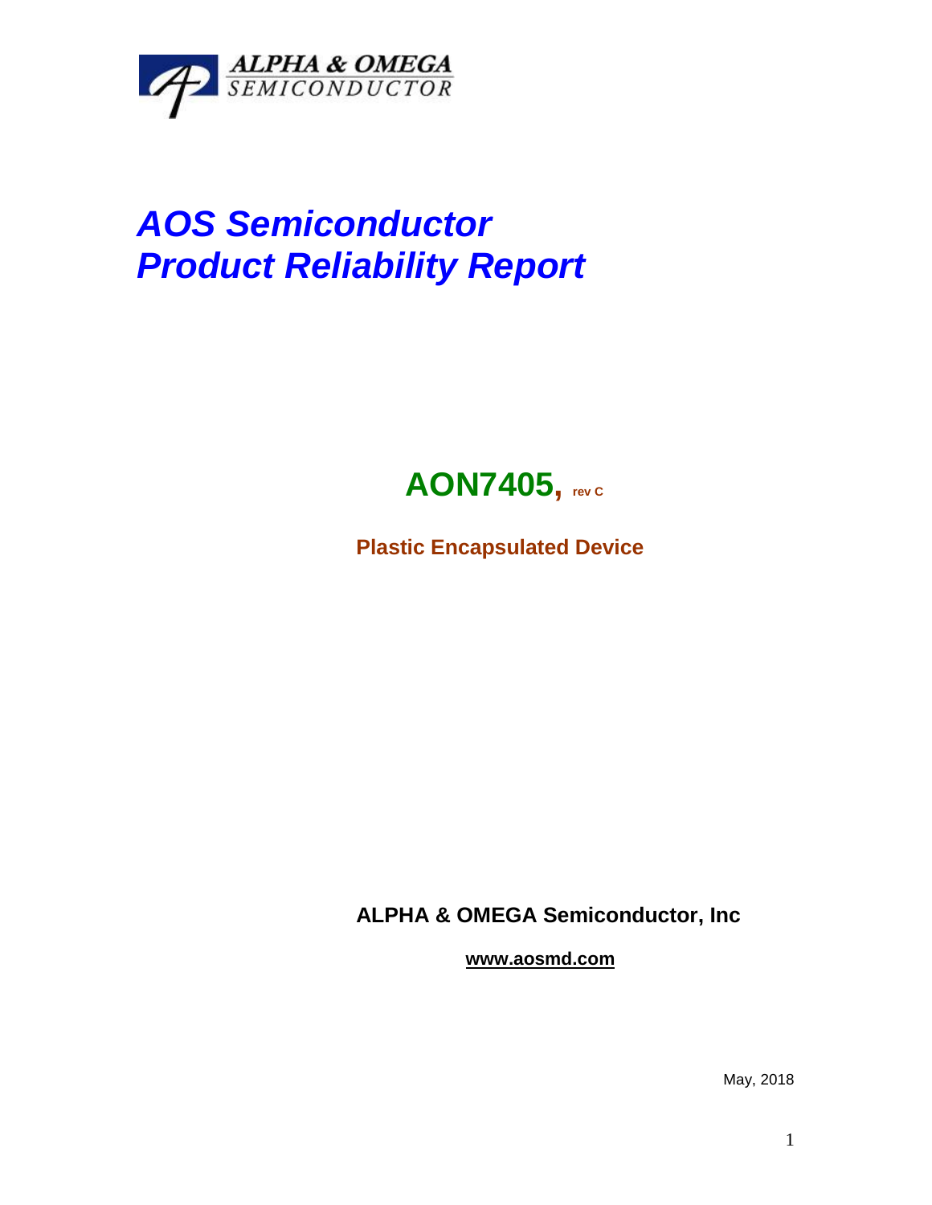ALPHA & OMEGA
SEMICONDUCTOR

# AOS Semiconductor
# Product Reliability Report

## AON7405, rev C

**Plastic Encapsulated Device**

**ALPHA & OMEGA Semiconductor, Inc**

**www.aosmd.com**

May, 2018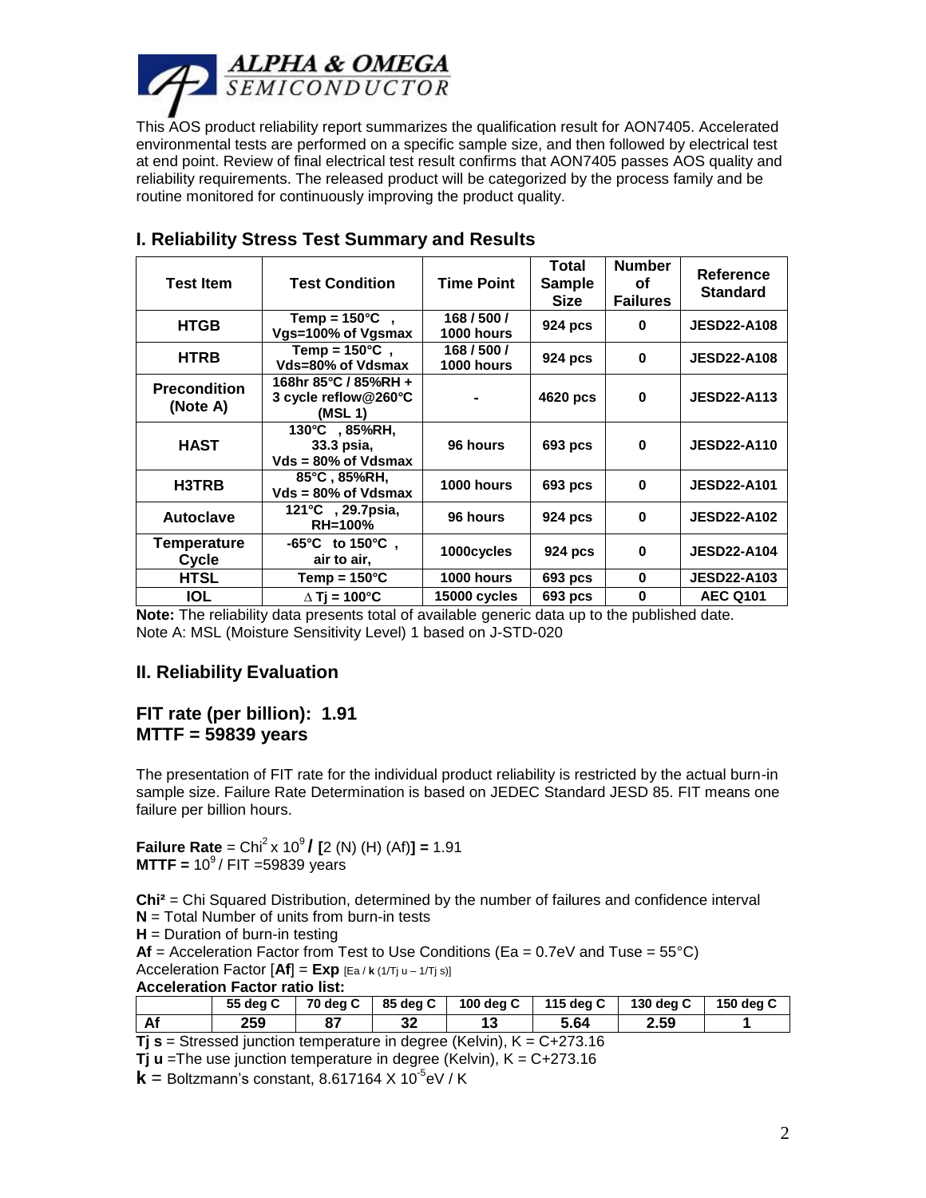This AOS product reliability report summarizes the qualification result for AON7405. Accelerated environmental tests are performed on a specific sample size, and then followed by electrical test at end point. Review of final electrical test result confirms that AON7405 passes AOS quality and reliability requirements. The released product will be categorized by the process family and be routine monitored for continuously improving the product quality.

## I. Reliability Stress Test Summary and Results

| Test Item | Test Condition | Time Point | Total Sample Size | Number of Failures | Reference Standard |
|---|---|---|---|---|---|
| HTGB | Temp = 150°C , Vgs=100% of Vgsmax | 168 / 500 / 1000 hours | 924 pcs | 0 | JESD22-A108 |
| HTRB | Temp = 150°C , Vds=80% of Vdsmax | 168 / 500 / 1000 hours | 924 pcs | 0 | JESD22-A108 |
| Precondition (Note A) | 168hr 85°C / 85%RH + 3 cycle reflow@260°C (MSL 1) | - | 4620 pcs | 0 | JESD22-A113 |
| HAST | 130°C , 85%RH, 33.3 psia, Vds = 80% of Vdsmax | 96 hours | 693 pcs | 0 | JESD22-A110 |
| H3TRB | 85°C , 85%RH, Vds = 80% of Vdsmax | 1000 hours | 693 pcs | 0 | JESD22-A101 |
| Autoclave | 121°C , 29.7psia, RH=100% | 96 hours | 924 pcs | 0 | JESD22-A102 |
| Temperature Cycle | -65°C to 150°C , air to air, | 1000cycles | 924 pcs | 0 | JESD22-A104 |
| HTSL | Temp = 150°C | 1000 hours | 693 pcs | 0 | JESD22-A103 |
| IOL | $\Delta$ Tj = 100°C | 15000 cycles | 693 pcs | 0 | AEC Q101 |

**Note:** The reliability data presents total of available generic data up to the published date.
Note A: MSL (Moisture Sensitivity Level) 1 based on J-STD-020

## II. Reliability Evaluation

### FIT rate (per billion): 1.91
### MTTF = 59839 years

The presentation of FIT rate for the individual product reliability is restricted by the actual burn-in sample size. Failure Rate Determination is based on JEDEC Standard JESD 85. FIT means one failure per billion hours.

**Failure Rate** = $Chi^2 \times 10^9$ **/ [**2 (N) (H) (Af)**] =** 1.91
**MTTF =** $10^9$ / FIT =59839 years

**Chi²** = Chi Squared Distribution, determined by the number of failures and confidence interval
**N** = Total Number of units from burn-in tests
**H** = Duration of burn-in testing
**Af** = Acceleration Factor from Test to Use Conditions (Ea = 0.7eV and Tuse = 55°C)
Acceleration Factor [**Af**] = **Exp** [Ea / **k** (1/Tj u – 1/Tj s)]

**Acceleration Factor ratio list:**

| | 55 deg C | 70 deg C | 85 deg C | 100 deg C | 115 deg C | 130 deg C | 150 deg C |
|---|---|---|---|---|---|---|---|
| Af | 259 | 87 | 32 | 13 | 5.64 | 2.59 | 1 |

**Tj s** = Stressed junction temperature in degree (Kelvin), K = C+273.16
**Tj u** =The use junction temperature in degree (Kelvin), K = C+273.16
**k** = Boltzmann's constant, 8.617164 X $10^{-5}$eV / K